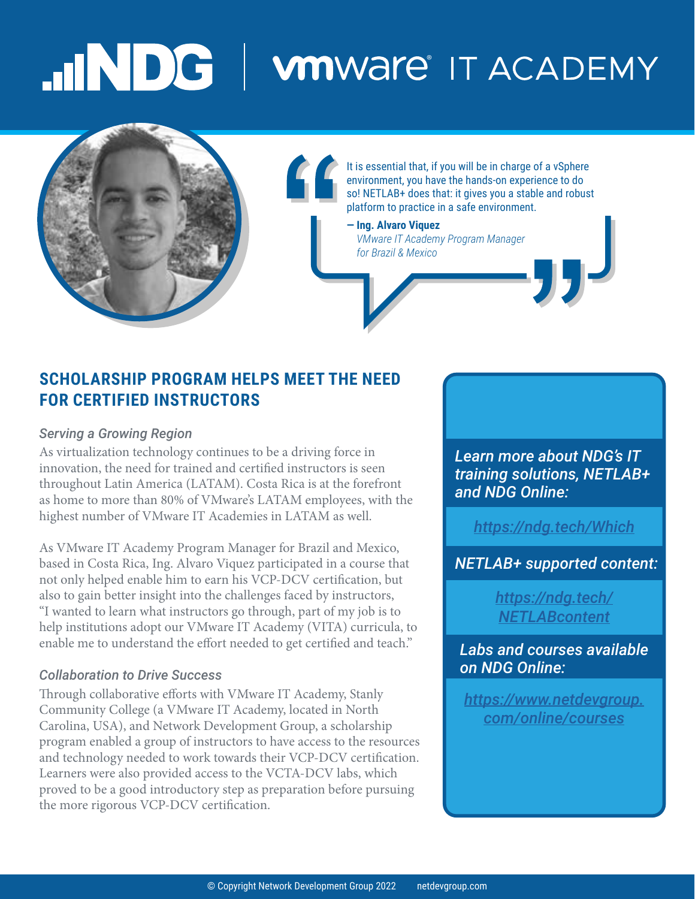# NDG | vmware IT ACADEMY

> It is essential that, if you will be in charge of a vSphere environment, you have the hands-on experience to do so! NETLAB+ does that: it gives you a stable and robust platform to practice in a safe environment.
>
> **— Ing. Alvaro Viquez**
> *VMware IT Academy Program Manager for Brazil & Mexico*

## SCHOLARSHIP PROGRAM HELPS MEET THE NEED FOR CERTIFIED INSTRUCTORS

### *Serving a Growing Region*

As virtualization technology continues to be a driving force in innovation, the need for trained and certified instructors is seen throughout Latin America (LATAM). Costa Rica is at the forefront as home to more than 80% of VMware's LATAM employees, with the highest number of VMware IT Academies in LATAM as well.

As VMware IT Academy Program Manager for Brazil and Mexico, based in Costa Rica, Ing. Alvaro Viquez participated in a course that not only helped enable him to earn his VCP-DCV certification, but also to gain better insight into the challenges faced by instructors, "I wanted to learn what instructors go through, part of my job is to help institutions adopt our VMware IT Academy (VITA) curricula, to enable me to understand the effort needed to get certified and teach."

### *Collaboration to Drive Success*

Through collaborative efforts with VMware IT Academy, Stanly Community College (a VMware IT Academy, located in North Carolina, USA), and Network Development Group, a scholarship program enabled a group of instructors to have access to the resources and technology needed to work towards their VCP-DCV certification. Learners were also provided access to the VCTA-DCV labs, which proved to be a good introductory step as preparation before pursuing the more rigorous VCP-DCV certification.

***Learn more about NDG's IT training solutions, NETLAB+ and NDG Online:***

https://ndg.tech/Which

***NETLAB+ supported content:***

https://ndg.tech/NETLABcontent

***Labs and courses available on NDG Online:***

https://www.netdevgroup.com/online/courses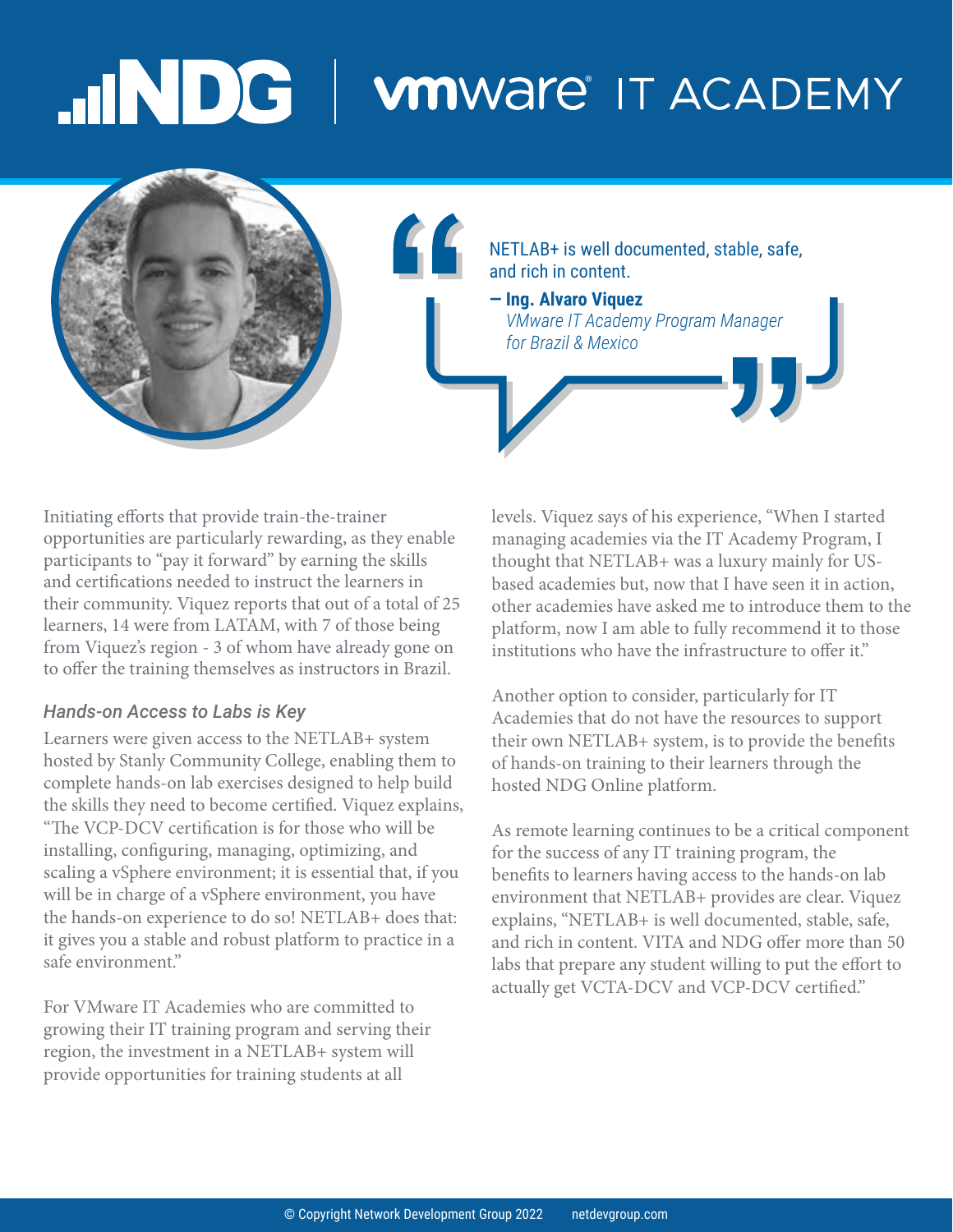> NETLAB+ is well documented, stable, safe, and rich in content.
>
> **— Ing. Alvaro Viquez**
> *VMware IT Academy Program Manager for Brazil & Mexico*

Initiating efforts that provide train-the-trainer opportunities are particularly rewarding, as they enable participants to "pay it forward" by earning the skills and certifications needed to instruct the learners in their community. Viquez reports that out of a total of 25 learners, 14 were from LATAM, with 7 of those being from Viquez's region - 3 of whom have already gone on to offer the training themselves as instructors in Brazil.

### *Hands-on Access to Labs is Key*

Learners were given access to the NETLAB+ system hosted by Stanly Community College, enabling them to complete hands-on lab exercises designed to help build the skills they need to become certified. Viquez explains, "The VCP-DCV certification is for those who will be installing, configuring, managing, optimizing, and scaling a vSphere environment; it is essential that, if you will be in charge of a vSphere environment, you have the hands-on experience to do so! NETLAB+ does that: it gives you a stable and robust platform to practice in a safe environment."

For VMware IT Academies who are committed to growing their IT training program and serving their region, the investment in a NETLAB+ system will provide opportunities for training students at all levels. Viquez says of his experience, "When I started managing academies via the IT Academy Program, I thought that NETLAB+ was a luxury mainly for US-based academies but, now that I have seen it in action, other academies have asked me to introduce them to the platform, now I am able to fully recommend it to those institutions who have the infrastructure to offer it."

Another option to consider, particularly for IT Academies that do not have the resources to support their own NETLAB+ system, is to provide the benefits of hands-on training to their learners through the hosted NDG Online platform.

As remote learning continues to be a critical component for the success of any IT training program, the benefits to learners having access to the hands-on lab environment that NETLAB+ provides are clear. Viquez explains, "NETLAB+ is well documented, stable, safe, and rich in content. VITA and NDG offer more than 50 labs that prepare any student willing to put the effort to actually get VCTA-DCV and VCP-DCV certified."